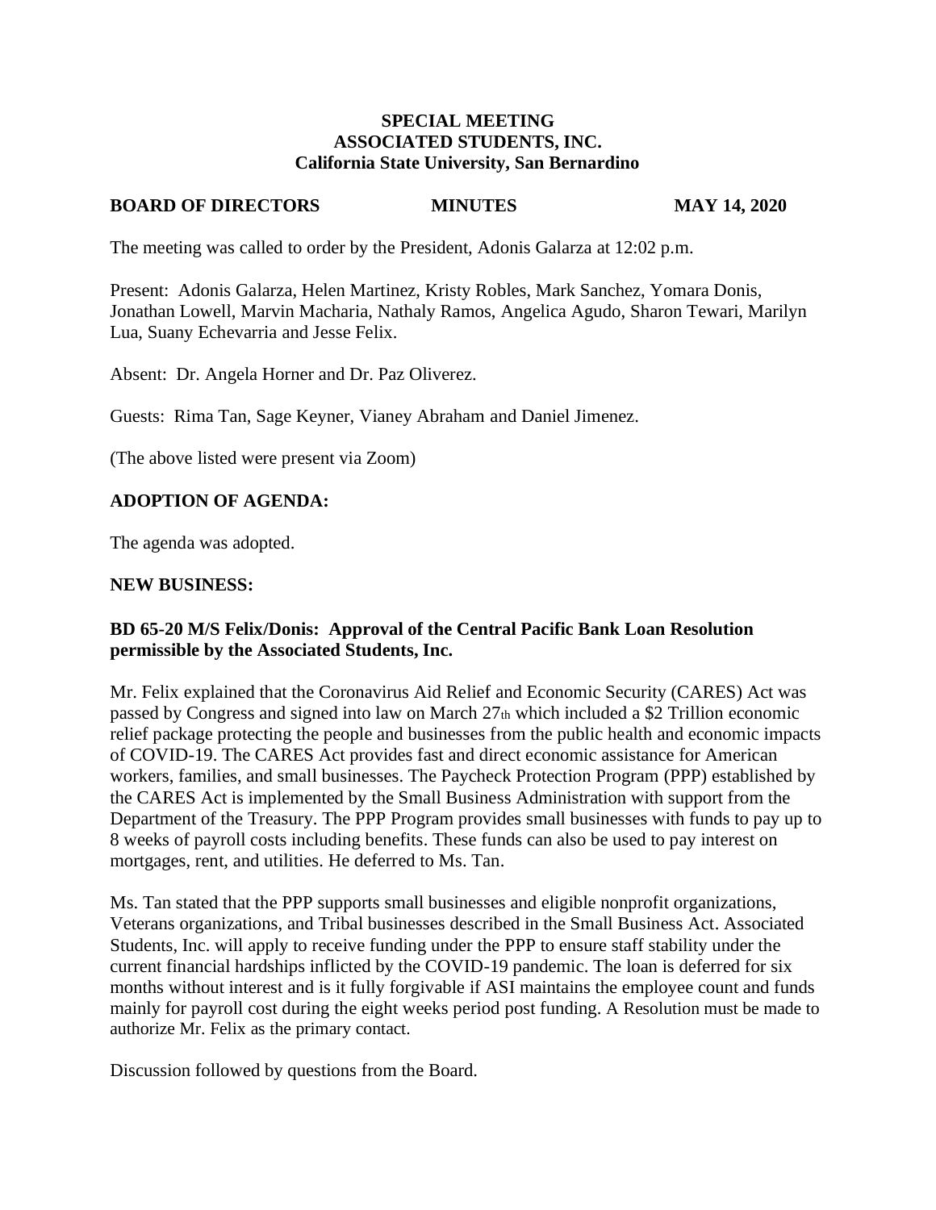**SPECIAL MEETING**
**ASSOCIATED STUDENTS, INC.**
**California State University, San Bernardino**

**BOARD OF DIRECTORS MINUTES MAY 14, 2020**

The meeting was called to order by the President, Adonis Galarza at 12:02 p.m.

Present: Adonis Galarza, Helen Martinez, Kristy Robles, Mark Sanchez, Yomara Donis, Jonathan Lowell, Marvin Macharia, Nathaly Ramos, Angelica Agudo, Sharon Tewari, Marilyn Lua, Suany Echevarria and Jesse Felix.

Absent: Dr. Angela Horner and Dr. Paz Oliverez.

Guests: Rima Tan, Sage Keyner, Vianey Abraham and Daniel Jimenez.

(The above listed were present via Zoom)

**ADOPTION OF AGENDA:**

The agenda was adopted.

**NEW BUSINESS:**

**BD 65-20 M/S Felix/Donis: Approval of the Central Pacific Bank Loan Resolution permissible by the Associated Students, Inc.**

Mr. Felix explained that the Coronavirus Aid Relief and Economic Security (CARES) Act was passed by Congress and signed into law on March 27th which included a $2 Trillion economic relief package protecting the people and businesses from the public health and economic impacts of COVID-19. The CARES Act provides fast and direct economic assistance for American workers, families, and small businesses. The Paycheck Protection Program (PPP) established by the CARES Act is implemented by the Small Business Administration with support from the Department of the Treasury. The PPP Program provides small businesses with funds to pay up to 8 weeks of payroll costs including benefits. These funds can also be used to pay interest on mortgages, rent, and utilities. He deferred to Ms. Tan.

Ms. Tan stated that the PPP supports small businesses and eligible nonprofit organizations, Veterans organizations, and Tribal businesses described in the Small Business Act. Associated Students, Inc. will apply to receive funding under the PPP to ensure staff stability under the current financial hardships inflicted by the COVID-19 pandemic. The loan is deferred for six months without interest and is it fully forgivable if ASI maintains the employee count and funds mainly for payroll cost during the eight weeks period post funding. A Resolution must be made to authorize Mr. Felix as the primary contact.

Discussion followed by questions from the Board.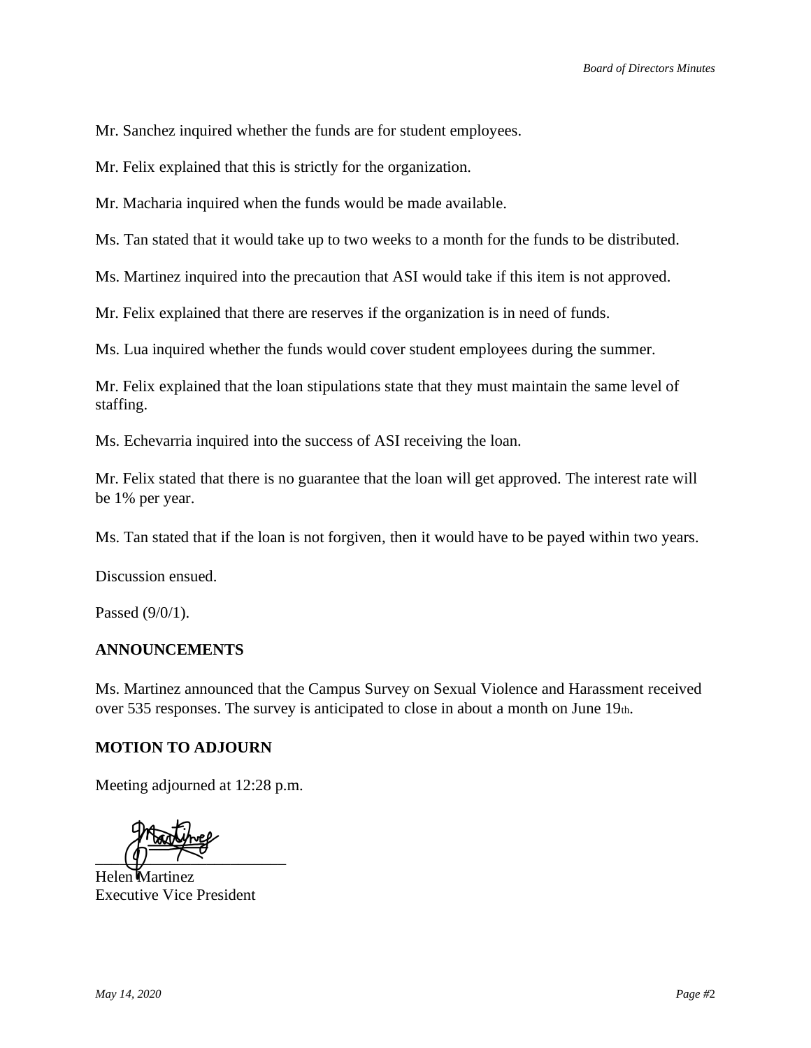Mr. Sanchez inquired whether the funds are for student employees.

Mr. Felix explained that this is strictly for the organization.

Mr. Macharia inquired when the funds would be made available.

Ms. Tan stated that it would take up to two weeks to a month for the funds to be distributed.

Ms. Martinez inquired into the precaution that ASI would take if this item is not approved.

Mr. Felix explained that there are reserves if the organization is in need of funds.

Ms. Lua inquired whether the funds would cover student employees during the summer.

Mr. Felix explained that the loan stipulations state that they must maintain the same level of staffing.

Ms. Echevarria inquired into the success of ASI receiving the loan.

Mr. Felix stated that there is no guarantee that the loan will get approved. The interest rate will be 1% per year.

Ms. Tan stated that if the loan is not forgiven, then it would have to be payed within two years.

Discussion ensued.

Passed (9/0/1).

**ANNOUNCEMENTS**

Ms. Martinez announced that the Campus Survey on Sexual Violence and Harassment received over 535 responses. The survey is anticipated to close in about a month on June 19th.

**MOTION TO ADJOURN**

Meeting adjourned at 12:28 p.m.

\_\_\_\_\_\_\_\_\_\_\_\_\_\_\_\_\_\_\_\_\_\_\_\_\_
Helen Martinez
Executive Vice President